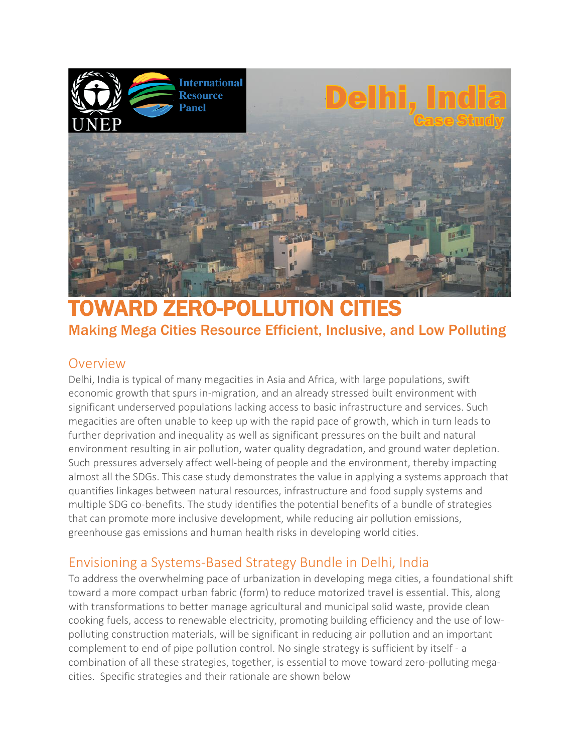UNEP

International Resource Panel

# Delhi, India

Case Study

# TOWARD ZERO-POLLUTION CITIES

## Making Mega Cities Resource Efficient, Inclusive, and Low Polluting

## Overview

Delhi, India is typical of many megacities in Asia and Africa, with large populations, swift economic growth that spurs in-migration, and an already stressed built environment with significant underserved populations lacking access to basic infrastructure and services. Such megacities are often unable to keep up with the rapid pace of growth, which in turn leads to further deprivation and inequality as well as significant pressures on the built and natural environment resulting in air pollution, water quality degradation, and ground water depletion. Such pressures adversely affect well-being of people and the environment, thereby impacting almost all the SDGs. This case study demonstrates the value in applying a systems approach that quantifies linkages between natural resources, infrastructure and food supply systems and multiple SDG co-benefits. The study identifies the potential benefits of a bundle of strategies that can promote more inclusive development, while reducing air pollution emissions, greenhouse gas emissions and human health risks in developing world cities.

## Envisioning a Systems-Based Strategy Bundle in Delhi, India

To address the overwhelming pace of urbanization in developing mega cities, a foundational shift toward a more compact urban fabric (form) to reduce motorized travel is essential. This, along with transformations to better manage agricultural and municipal solid waste, provide clean cooking fuels, access to renewable electricity, promoting building efficiency and the use of low-polluting construction materials, will be significant in reducing air pollution and an important complement to end of pipe pollution control. No single strategy is sufficient by itself - a combination of all these strategies, together, is essential to move toward zero-polluting mega-cities. Specific strategies and their rationale are shown below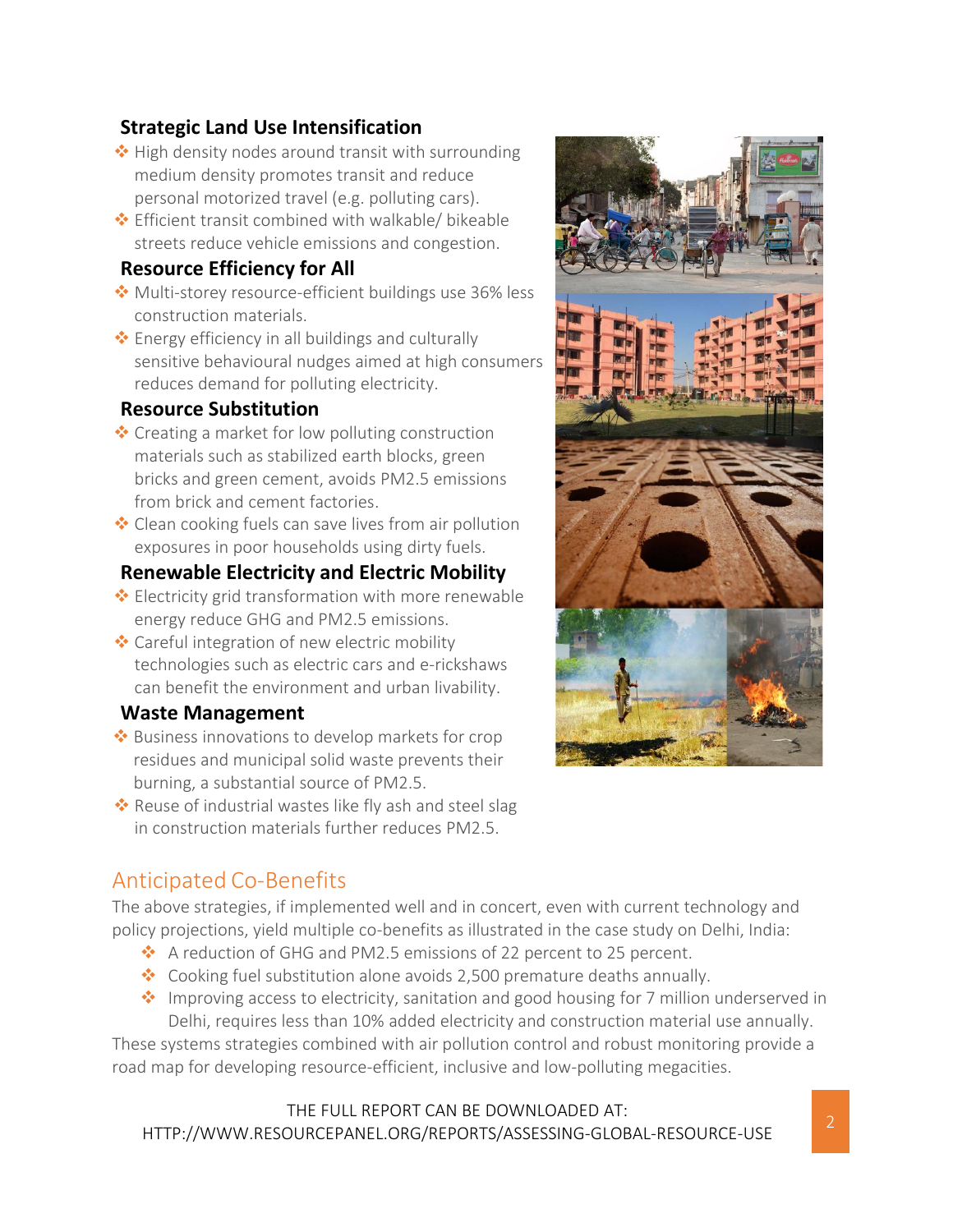### Strategic Land Use Intensification

- High density nodes around transit with surrounding medium density promotes transit and reduce personal motorized travel (e.g. polluting cars).
- Efficient transit combined with walkable/ bikeable streets reduce vehicle emissions and congestion.

### Resource Efficiency for All

- Multi-storey resource-efficient buildings use 36% less construction materials.
- Energy efficiency in all buildings and culturally sensitive behavioural nudges aimed at high consumers reduces demand for polluting electricity.

### Resource Substitution

- Creating a market for low polluting construction materials such as stabilized earth blocks, green bricks and green cement, avoids PM2.5 emissions from brick and cement factories.
- Clean cooking fuels can save lives from air pollution exposures in poor households using dirty fuels.

### Renewable Electricity and Electric Mobility

- Electricity grid transformation with more renewable energy reduce GHG and PM2.5 emissions.
- Careful integration of new electric mobility technologies such as electric cars and e-rickshaws can benefit the environment and urban livability.

### Waste Management

- Business innovations to develop markets for crop residues and municipal solid waste prevents their burning, a substantial source of PM2.5.
- Reuse of industrial wastes like fly ash and steel slag in construction materials further reduces PM2.5.

## Anticipated Co-Benefits

The above strategies, if implemented well and in concert, even with current technology and policy projections, yield multiple co-benefits as illustrated in the case study on Delhi, India:

- A reduction of GHG and PM2.5 emissions of 22 percent to 25 percent.
- Cooking fuel substitution alone avoids 2,500 premature deaths annually.
- Improving access to electricity, sanitation and good housing for 7 million underserved in Delhi, requires less than 10% added electricity and construction material use annually.

These systems strategies combined with air pollution control and robust monitoring provide a road map for developing resource-efficient, inclusive and low-polluting megacities.

THE FULL REPORT CAN BE DOWNLOADED AT:
HTTP://WWW.RESOURCEPANEL.ORG/REPORTS/ASSESSING-GLOBAL-RESOURCE-USE